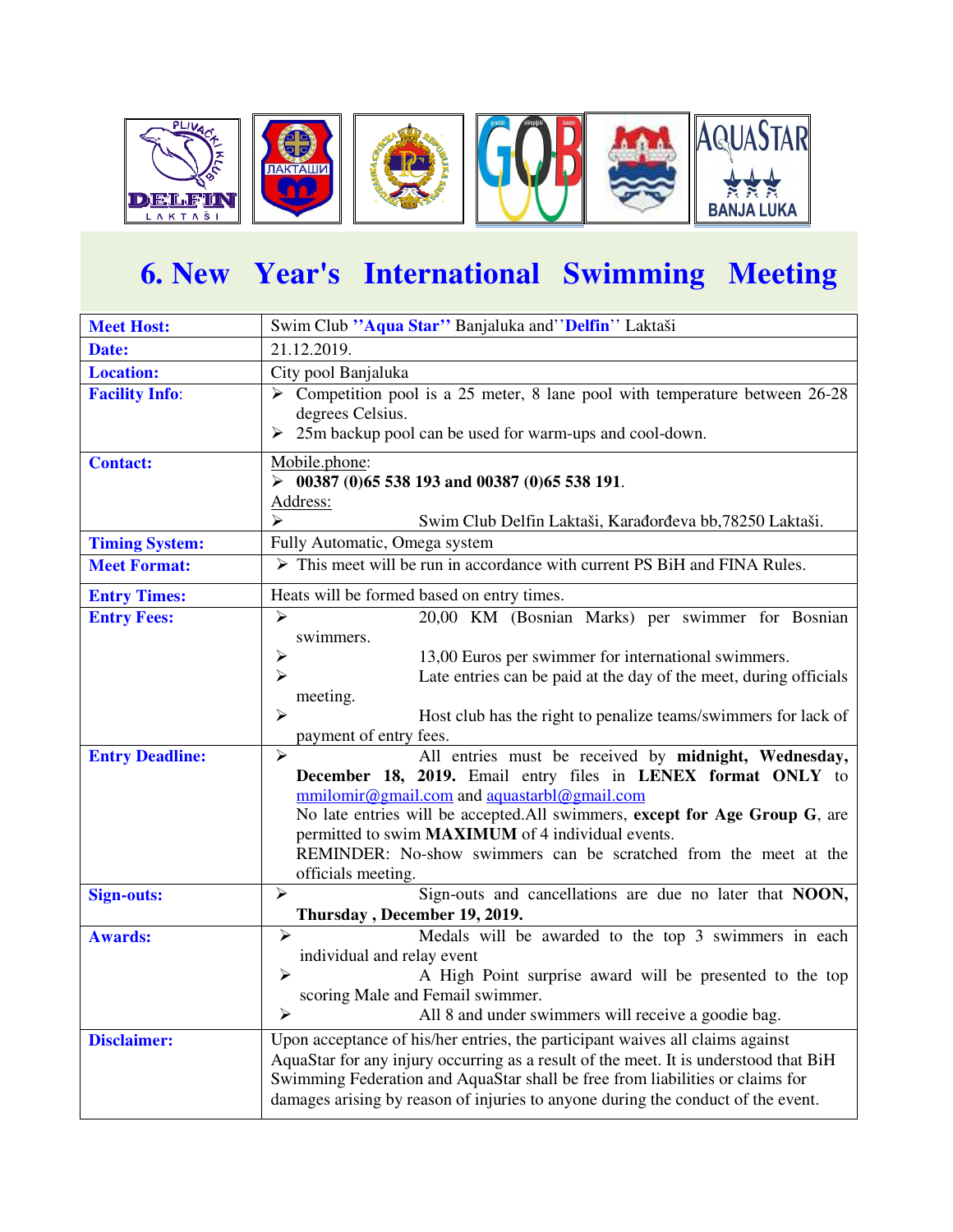# 6. New Year's International Swimming Meeting

| | |
|---|---|
| **Meet Host:** | Swim Club **''Aqua Star''** Banjaluka and''**Delfin**'' Laktaši |
| **Date:** | 21.12.2019. |
| **Location:** | City pool Banjaluka |
| **Facility Info:** | ➢ Competition pool is a 25 meter, 8 lane pool with temperature between 26-28 degrees Celsius.<br>➢ 25m backup pool can be used for warm-ups and cool-down. |
| **Contact:** | Mobile.phone:<br>➢ **00387 (0)65 538 193 and 00387 (0)65 538 191**.<br>Address:<br>➢ Swim Club Delfin Laktaši, Karađorđeva bb,78250 Laktaši. |
| **Timing System:** | Fully Automatic, Omega system |
| **Meet Format:** | ➢ This meet will be run in accordance with current PS BiH and FINA Rules. |
| **Entry Times:** | Heats will be formed based on entry times. |
| **Entry Fees:** | ➢ 20,00 KM (Bosnian Marks) per swimmer for Bosnian swimmers.<br>➢ 13,00 Euros per swimmer for international swimmers.<br>➢ Late entries can be paid at the day of the meet, during officials meeting.<br>➢ Host club has the right to penalize teams/swimmers for lack of payment of entry fees. |
| **Entry Deadline:** | ➢ All entries must be received by **midnight, Wednesday, December 18, 2019.** Email entry files in **LENEX format ONLY** to mmilomir@gmail.com and aquastarbl@gmail.com<br>No late entries will be accepted.All swimmers, **except for Age Group G**, are permitted to swim **MAXIMUM** of 4 individual events.<br>REMINDER: No-show swimmers can be scratched from the meet at the officials meeting. |
| **Sign-outs:** | ➢ Sign-outs and cancellations are due no later that **NOON, Thursday , December 19, 2019.** |
| **Awards:** | ➢ Medals will be awarded to the top 3 swimmers in each individual and relay event<br>➢ A High Point surprise award will be presented to the top scoring Male and Femail swimmer.<br>➢ All 8 and under swimmers will receive a goodie bag. |
| **Disclaimer:** | Upon acceptance of his/her entries, the participant waives all claims against AquaStar for any injury occurring as a result of the meet. It is understood that BiH Swimming Federation and AquaStar shall be free from liabilities or claims for damages arising by reason of injuries to anyone during the conduct of the event. |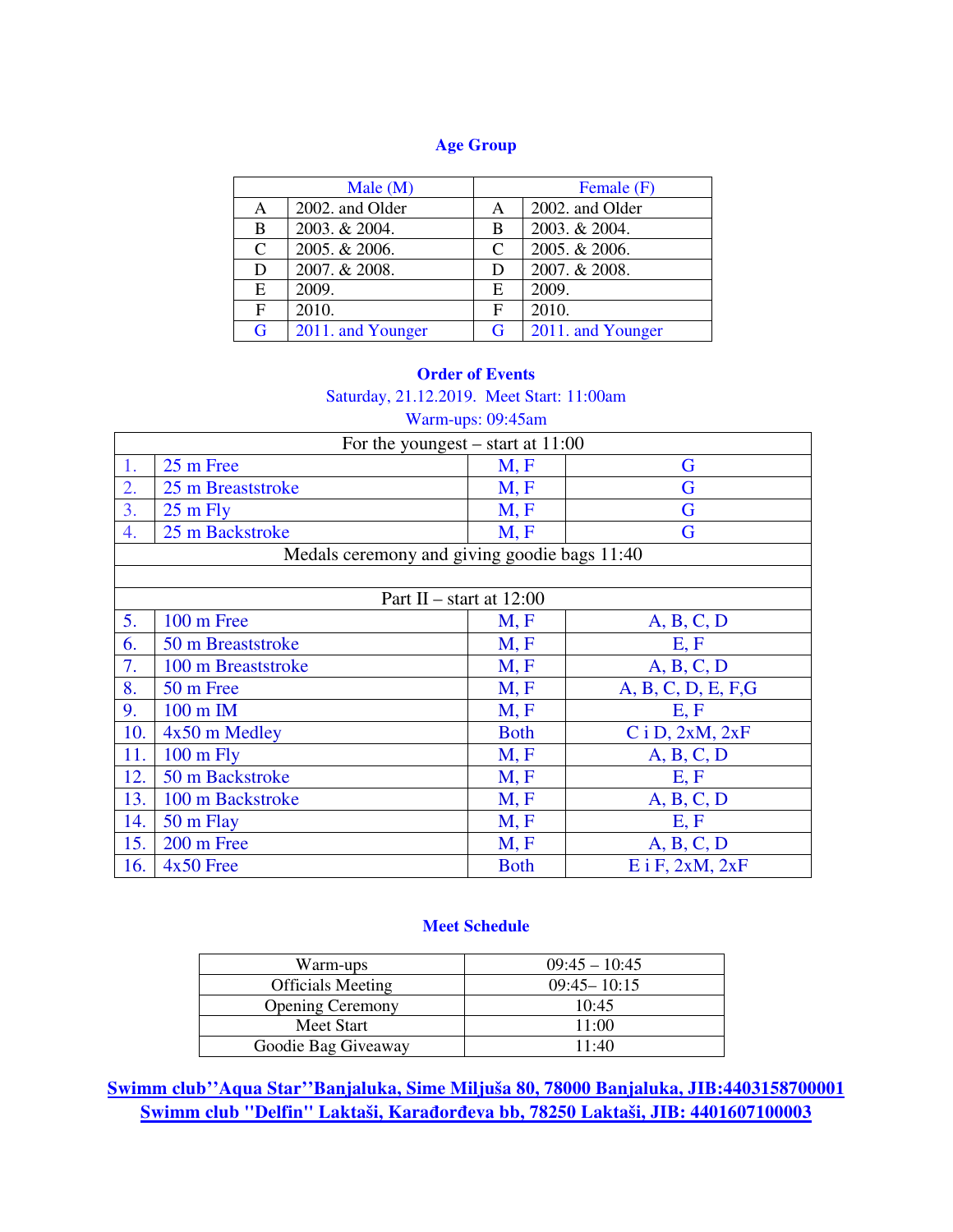## Age Group

| Male (M) | | Female (F) | |
|---|---|---|---|
| A | 2002. and Older | A | 2002. and Older |
| B | 2003. & 2004. | B | 2003. & 2004. |
| C | 2005. & 2006. | C | 2005. & 2006. |
| D | 2007. & 2008. | D | 2007. & 2008. |
| E | 2009. | E | 2009. |
| F | 2010. | F | 2010. |
| G | 2011. and Younger | G | 2011. and Younger |

## Order of Events

Saturday, 21.12.2019. Meet Start: 11:00am

Warm-ups: 09:45am

| | | | |
|---|---|---|---|
| For the youngest – start at 11:00 | | | |
| 1. | 25 m Free | M, F | G |
| 2. | 25 m Breaststroke | M, F | G |
| 3. | 25 m Fly | M, F | G |
| 4. | 25 m Backstroke | M, F | G |
| Medals ceremony and giving goodie bags 11:40 | | | |
| | | | |
| Part II – start at 12:00 | | | |
| 5. | 100 m Free | M, F | A, B, C, D |
| 6. | 50 m Breaststroke | M, F | E, F |
| 7. | 100 m Breaststroke | M, F | A, B, C, D |
| 8. | 50 m Free | M, F | A, B, C, D, E, F,G |
| 9. | 100 m IM | M, F | E, F |
| 10. | 4x50 m Medley | Both | C i D, 2xM, 2xF |
| 11. | 100 m Fly | M, F | A, B, C, D |
| 12. | 50 m Backstroke | M, F | E, F |
| 13. | 100 m Backstroke | M, F | A, B, C, D |
| 14. | 50 m Flay | M, F | E, F |
| 15. | 200 m Free | M, F | A, B, C, D |
| 16. | 4x50 Free | Both | E i F, 2xM, 2xF |

## Meet Schedule

| | |
|---|---|
| Warm-ups | 09:45 – 10:45 |
| Officials Meeting | 09:45– 10:15 |
| Opening Ceremony | 10:45 |
| Meet Start | 11:00 |
| Goodie Bag Giveaway | 11:40 |

**Swimm club’’Aqua Star’’Banjaluka, Sime Miljuša 80, 78000 Banjaluka, JIB:4403158700001**
**Swimm club "Delfin" Laktaši, Karađorđeva bb, 78250 Laktaši, JIB: 4401607100003**